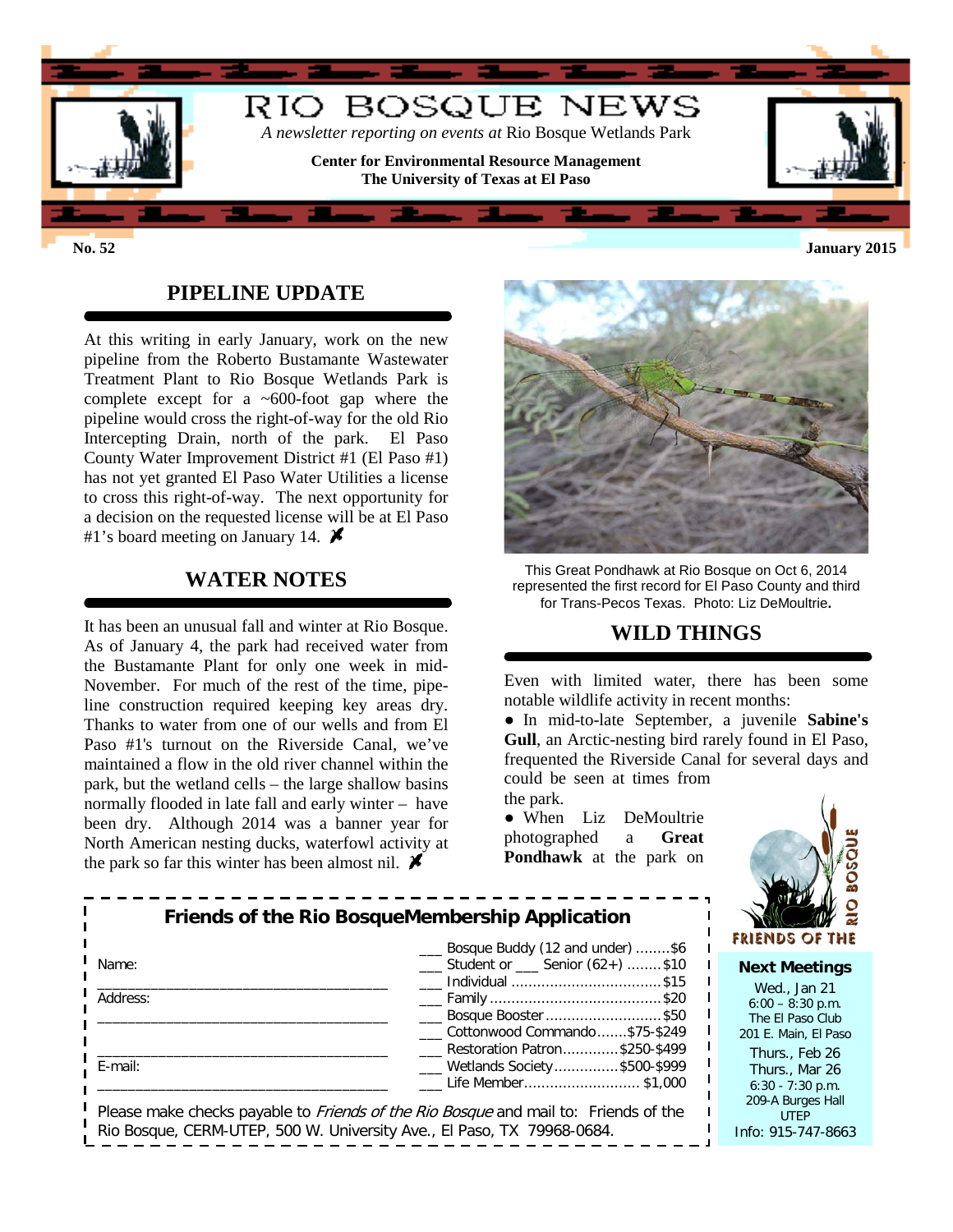# RIO BOSQUE NEWS

*A newsletter reporting on events at* Rio Bosque Wetlands Park

**Center for Environmental Resource Management**
**The University of Texas at El Paso**

**No. 52** **January 2015**

## PIPELINE UPDATE

At this writing in early January, work on the new pipeline from the Roberto Bustamante Wastewater Treatment Plant to Rio Bosque Wetlands Park is complete except for a ~600-foot gap where the pipeline would cross the right-of-way for the old Rio Intercepting Drain, north of the park. El Paso County Water Improvement District #1 (El Paso #1) has not yet granted El Paso Water Utilities a license to cross this right-of-way. The next opportunity for a decision on the requested license will be at El Paso #1's board meeting on January 14.

## WATER NOTES

It has been an unusual fall and winter at Rio Bosque. As of January 4, the park had received water from the Bustamante Plant for only one week in mid-November. For much of the rest of the time, pipeline construction required keeping key areas dry. Thanks to water from one of our wells and from El Paso #1's turnout on the Riverside Canal, we've maintained a flow in the old river channel within the park, but the wetland cells – the large shallow basins normally flooded in late fall and early winter – have been dry. Although 2014 was a banner year for North American nesting ducks, waterfowl activity at the park so far this winter has been almost nil.

This Great Pondhawk at Rio Bosque on Oct 6, 2014 represented the first record for El Paso County and third for Trans-Pecos Texas. Photo: Liz DeMoultrie.

## WILD THINGS

Even with limited water, there has been some notable wildlife activity in recent months:

- In mid-to-late September, a juvenile **Sabine's Gull**, an Arctic-nesting bird rarely found in El Paso, frequented the Riverside Canal for several days and could be seen at times from the park.
- When Liz DeMoultrie photographed a **Great Pondhawk** at the park on

### Friends of the Rio Bosque Membership Application

Name: ______________________________

Address: ______________________________

______________________________

E-mail: ______________________________

- ___ Bosque Buddy (12 and under) ........$6
- ___ Student or ___ Senior (62+) ........ $10
- ___ Individual .................................. $15
- ___ Family ........................................ $20
- ___ Bosque Booster ........................... $50
- ___ Cottonwood Commando.......$75-$249
- ___ Restoration Patron.............$250-$499
- ___ Wetlands Society...............$500-$999
- ___ Life Member........................... $1,000

Please make checks payable to *Friends of the Rio Bosque* and mail to: Friends of the Rio Bosque, CERM-UTEP, 500 W. University Ave., El Paso, TX 79968-0684.

FRIENDS OF THE RIO BOSQUE

**Next Meetings**

Wed., Jan 21
6:00 – 8:30 p.m.
The El Paso Club
201 E. Main, El Paso

Thurs., Feb 26
Thurs., Mar 26
6:30 - 7:30 p.m.
209-A Burges Hall
UTEP

Info: 915-747-8663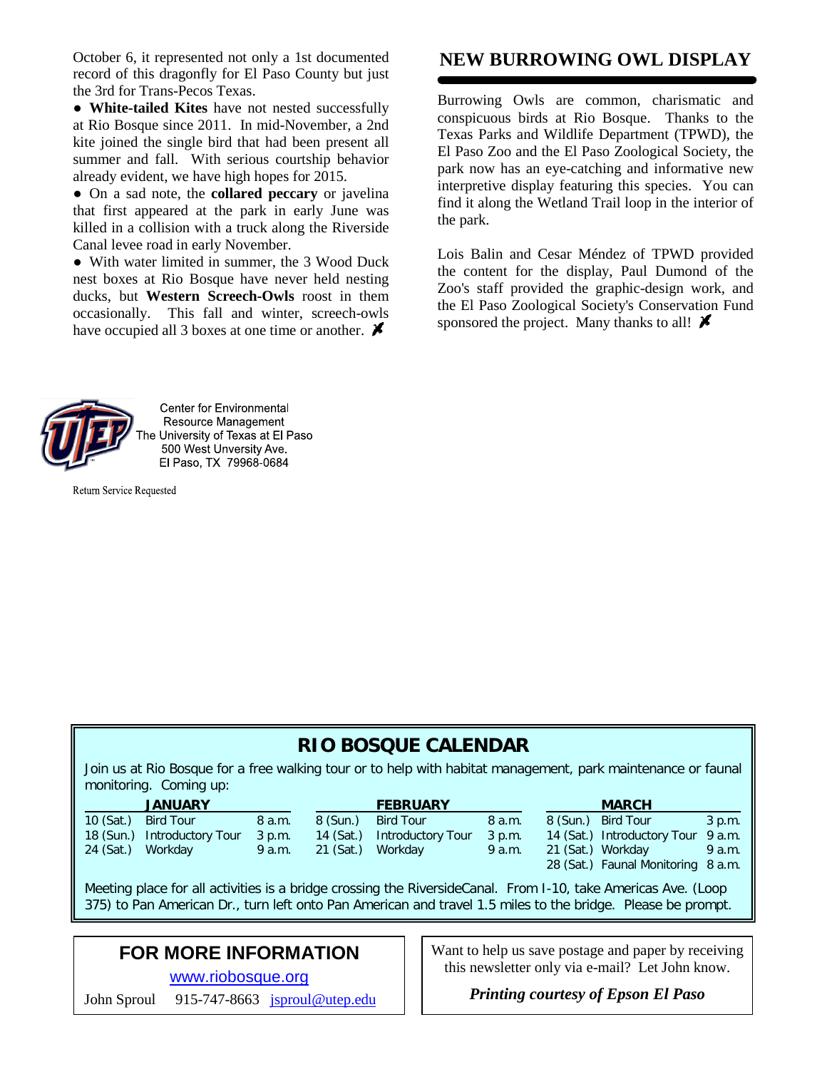October 6, it represented not only a 1st documented record of this dragonfly for El Paso County but just the 3rd for Trans-Pecos Texas.

● **White-tailed Kites** have not nested successfully at Rio Bosque since 2011. In mid-November, a 2nd kite joined the single bird that had been present all summer and fall. With serious courtship behavior already evident, we have high hopes for 2015.

● On a sad note, the **collared peccary** or javelina that first appeared at the park in early June was killed in a collision with a truck along the Riverside Canal levee road in early November.

● With water limited in summer, the 3 Wood Duck nest boxes at Rio Bosque have never held nesting ducks, but **Western Screech-Owls** roost in them occasionally. This fall and winter, screech-owls have occupied all 3 boxes at one time or another.

## NEW BURROWING OWL DISPLAY

Burrowing Owls are common, charismatic and conspicuous birds at Rio Bosque. Thanks to the Texas Parks and Wildlife Department (TPWD), the El Paso Zoo and the El Paso Zoological Society, the park now has an eye-catching and informative new interpretive display featuring this species. You can find it along the Wetland Trail loop in the interior of the park.

Lois Balin and Cesar Méndez of TPWD provided the content for the display, Paul Dumond of the Zoo's staff provided the graphic-design work, and the El Paso Zoological Society's Conservation Fund sponsored the project. Many thanks to all!

Center for Environmental Resource Management
The University of Texas at El Paso
500 West Unversity Ave.
El Paso, TX 79968-0684

Return Service Requested

## RIO BOSQUE CALENDAR

Join us at Rio Bosque for a free walking tour or to help with habitat management, park maintenance or faunal monitoring. Coming up:

| JANUARY | | | FEBRUARY | | | MARCH | | |
|---|---|---|---|---|---|---|---|---|
| 10 (Sat.) | Bird Tour | 8 a.m. | 8 (Sun.) | Bird Tour | 8 a.m. | 8 (Sun.) | Bird Tour | 3 p.m. |
| 18 (Sun.) | Introductory Tour | 3 p.m. | 14 (Sat.) | Introductory Tour | 3 p.m. | 14 (Sat.) | Introductory Tour | 9 a.m. |
| 24 (Sat.) | Workday | 9 a.m. | 21 (Sat.) | Workday | 9 a.m. | 21 (Sat.) | Workday | 9 a.m. |
| | | | | | | 28 (Sat.) | Faunal Monitoring | 8 a.m. |

Meeting place for all activities is a bridge crossing the RiversideCanal. From I-10, take Americas Ave. (Loop 375) to Pan American Dr., turn left onto Pan American and travel 1.5 miles to the bridge. Please be prompt.

## FOR MORE INFORMATION

www.riobosque.org

John Sproul 915-747-8663 jsproul@utep.edu

Want to help us save postage and paper by receiving this newsletter only via e-mail? Let John know.

***Printing courtesy of Epson El Paso***